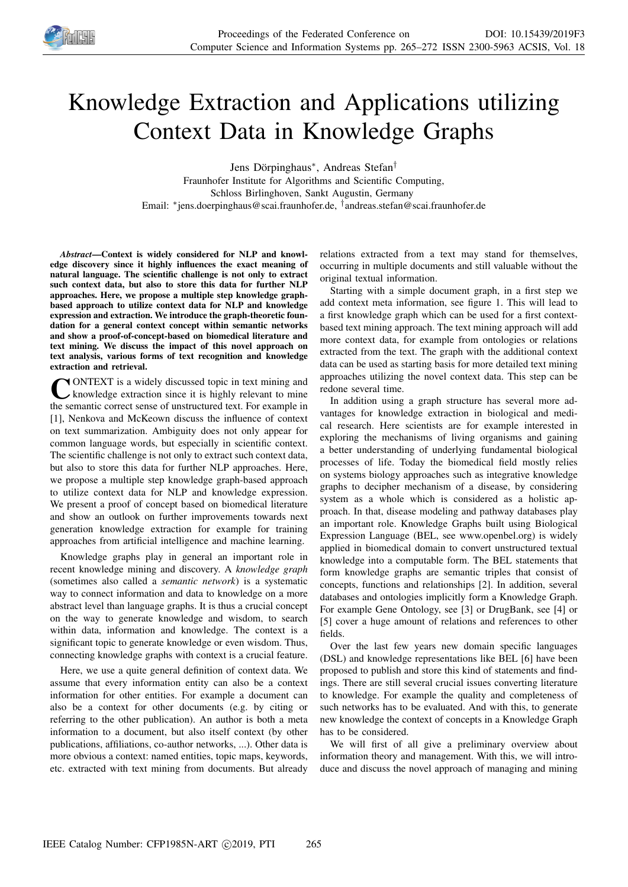# Knowledge Extraction and Applications utilizing Context Data in Knowledge Graphs

Jens Dörpinghaus*, Andreas Stefan†
Fraunhofer Institute for Algorithms and Scientific Computing,
Schloss Birlinghoven, Sankt Augustin, Germany
Email: *jens.doerpinghaus@scai.fraunhofer.de, †andreas.stefan@scai.fraunhofer.de

***Abstract*—Context is widely considered for NLP and knowledge discovery since it highly influences the exact meaning of natural language. The scientific challenge is not only to extract such context data, but also to store this data for further NLP approaches. Here, we propose a multiple step knowledge graph-based approach to utilize context data for NLP and knowledge expression and extraction. We introduce the graph-theoretic foundation for a general context concept within semantic networks and show a proof-of-concept-based on biomedical literature and text mining. We discuss the impact of this novel approach on text analysis, various forms of text recognition and knowledge extraction and retrieval.**

CONTEXT is a widely discussed topic in text mining and knowledge extraction since it is highly relevant to mine the semantic correct sense of unstructured text. For example in [1], Nenkova and McKeown discuss the influence of context on text summarization. Ambiguity does not only appear for common language words, but especially in scientific context. The scientific challenge is not only to extract such context data, but also to store this data for further NLP approaches. Here, we propose a multiple step knowledge graph-based approach to utilize context data for NLP and knowledge expression. We present a proof of concept based on biomedical literature and show an outlook on further improvements towards next generation knowledge extraction for example for training approaches from artificial intelligence and machine learning.

Knowledge graphs play in general an important role in recent knowledge mining and discovery. A *knowledge graph* (sometimes also called a *semantic network*) is a systematic way to connect information and data to knowledge on a more abstract level than language graphs. It is thus a crucial concept on the way to generate knowledge and wisdom, to search within data, information and knowledge. The context is a significant topic to generate knowledge or even wisdom. Thus, connecting knowledge graphs with context is a crucial feature.

Here, we use a quite general definition of context data. We assume that every information entity can also be a context information for other entities. For example a document can also be a context for other documents (e.g. by citing or referring to the other publication). An author is both a meta information to a document, but also itself context (by other publications, affiliations, co-author networks, ...). Other data is more obvious a context: named entities, topic maps, keywords, etc. extracted with text mining from documents. But already relations extracted from a text may stand for themselves, occurring in multiple documents and still valuable without the original textual information.

Starting with a simple document graph, in a first step we add context meta information, see figure 1. This will lead to a first knowledge graph which can be used for a first context-based text mining approach. The text mining approach will add more context data, for example from ontologies or relations extracted from the text. The graph with the additional context data can be used as starting basis for more detailed text mining approaches utilizing the novel context data. This step can be redone several time.

In addition using a graph structure has several more advantages for knowledge extraction in biological and medical research. Here scientists are for example interested in exploring the mechanisms of living organisms and gaining a better understanding of underlying fundamental biological processes of life. Today the biomedical field mostly relies on systems biology approaches such as integrative knowledge graphs to decipher mechanism of a disease, by considering system as a whole which is considered as a holistic approach. In that, disease modeling and pathway databases play an important role. Knowledge Graphs built using Biological Expression Language (BEL, see www.openbel.org) is widely applied in biomedical domain to convert unstructured textual knowledge into a computable form. The BEL statements that form knowledge graphs are semantic triples that consist of concepts, functions and relationships [2]. In addition, several databases and ontologies implicitly form a Knowledge Graph. For example Gene Ontology, see [3] or DrugBank, see [4] or [5] cover a huge amount of relations and references to other fields.

Over the last few years new domain specific languages (DSL) and knowledge representations like BEL [6] have been proposed to publish and store this kind of statements and findings. There are still several crucial issues converting literature to knowledge. For example the quality and completeness of such networks has to be evaluated. And with this, to generate new knowledge the context of concepts in a Knowledge Graph has to be considered.

We will first of all give a preliminary overview about information theory and management. With this, we will introduce and discuss the novel approach of managing and mining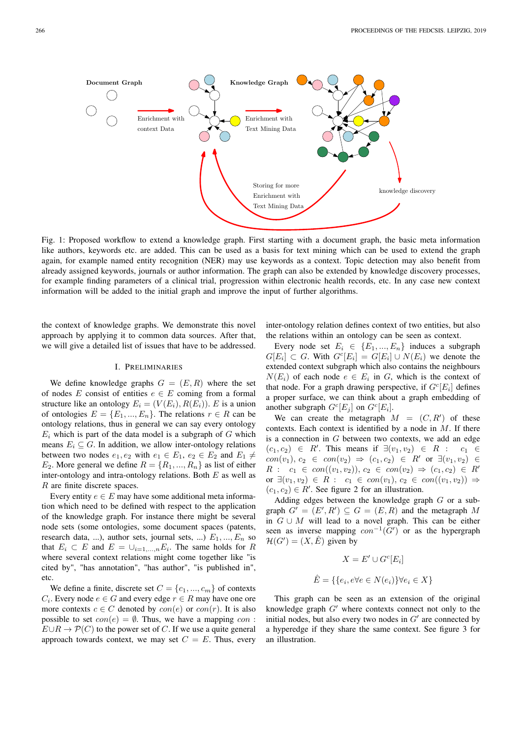Fig. 1: Proposed workflow to extend a knowledge graph. First starting with a document graph, the basic meta information like authors, keywords etc. are added. This can be used as a basis for text mining which can be used to extend the graph again, for example named entity recognition (NER) may use keywords as a context. Topic detection may also benefit from already assigned keywords, journals or author information. The graph can also be extended by knowledge discovery processes, for example finding parameters of a clinical trial, progression within electronic health records, etc. In any case new context information will be added to the initial graph and improve the input of further algorithms.

the context of knowledge graphs. We demonstrate this novel approach by applying it to common data sources. After that, we will give a detailed list of issues that have to be addressed.

## I. Preliminaries

We define knowledge graphs $G = (E, R)$ where the set of nodes $E$ consist of entities $e \in E$ coming from a formal structure like an ontology $E_i = (V(E_i), R(E_i))$. $E$ is a union of ontologies $E = \{E_1, ..., E_n\}$. The relations $r \in R$ can be ontology relations, thus in general we can say every ontology $E_i$ which is part of the data model is a subgraph of $G$ which means $E_i \subseteq G$. In addition, we allow inter-ontology relations between two nodes $e_1, e_2$ with $e_1 \in E_1$, $e_2 \in E_2$ and $E_1 \neq E_2$. More general we define $R = \{R_1, ..., R_n\}$ as list of either inter-ontology and intra-ontology relations. Both $E$ as well as $R$ are finite discrete spaces.

Every entity $e \in E$ may have some additional meta information which need to be defined with respect to the application of the knowledge graph. For instance there might be several node sets (some ontologies, some document spaces (patents, research data, ...), author sets, journal sets, ...) $E_1, ..., E_n$ so that $E_i \subset E$ and $E = \cup_{i=1,...,n} E_i$. The same holds for $R$ where several context relations might come together like "is cited by", "has annotation", "has author", "is published in", etc.

We define a finite, discrete set $C = \{c_1, ..., c_m\}$ of contexts $C_i$. Every node $e \in G$ and every edge $r \in R$ may have one ore more contexts $c \in C$ denoted by $con(e)$ or $con(r)$. It is also possible to set $con(e) = \emptyset$. Thus, we have a mapping $con : E \cup R \rightarrow \mathcal{P}(C)$ to the power set of $C$. If we use a quite general approach towards context, we may set $C = E$. Thus, every inter-ontology relation defines context of two entities, but also the relations within an ontology can be seen as context.

Every node set $E_i \in \{E_1, ..., E_n\}$ induces a subgraph $G[E_i] \subset G$. With $G^c[E_i] = G[E_i] \cup N(E_i)$ we denote the extended context subgraph which also contains the neighbours $N(E_i)$ of each node $e \in E_i$ in $G$, which is the context of that node. For a graph drawing perspective, if $G^c[E_i]$ defines a proper surface, we can think about a graph embedding of another subgraph $G^c[E_j]$ on $G^c[E_i]$.

We can create the metagraph $M = (C, R')$ of these contexts. Each context is identified by a node in $M$. If there is a connection in $G$ between two contexts, we add an edge $(c_1, c_2) \in R'$. This means if $\exists(v_1, v_2) \in R : c_1 \in con(v_1), c_2 \in con(v_2) \Rightarrow (c_1, c_2) \in R'$ or $\exists(v_1, v_2) \in R : c_1 \in con((v_1, v_2)), c_2 \in con(v_2) \Rightarrow (c_1, c_2) \in R'$ or $\exists(v_1, v_2) \in R : c_1 \in con(v_1), c_2 \in con((v_1, v_2)) \Rightarrow (c_1, c_2) \in R'$. See figure 2 for an illustration.

Adding edges between the knowledge graph $G$ or a subgraph $G' = (E', R') \subseteq G = (E, R)$ and the metagraph $M$ in $G \cup M$ will lead to a novel graph. This can be either seen as inverse mapping $con^{-1}(G')$ or as the hypergraph $\mathcal{H}(G') = (X, \hat{E})$ given by

$$X = E' \cup G^c[E_i]$$

$$\hat{E} = \{\{e_i, e \forall e \in N(e_i)\} \forall e_i \in X\}$$

This graph can be seen as an extension of the original knowledge graph $G'$ where contexts connect not only to the initial nodes, but also every two nodes in $G'$ are connected by a hyperedge if they share the same context. See figure 3 for an illustration.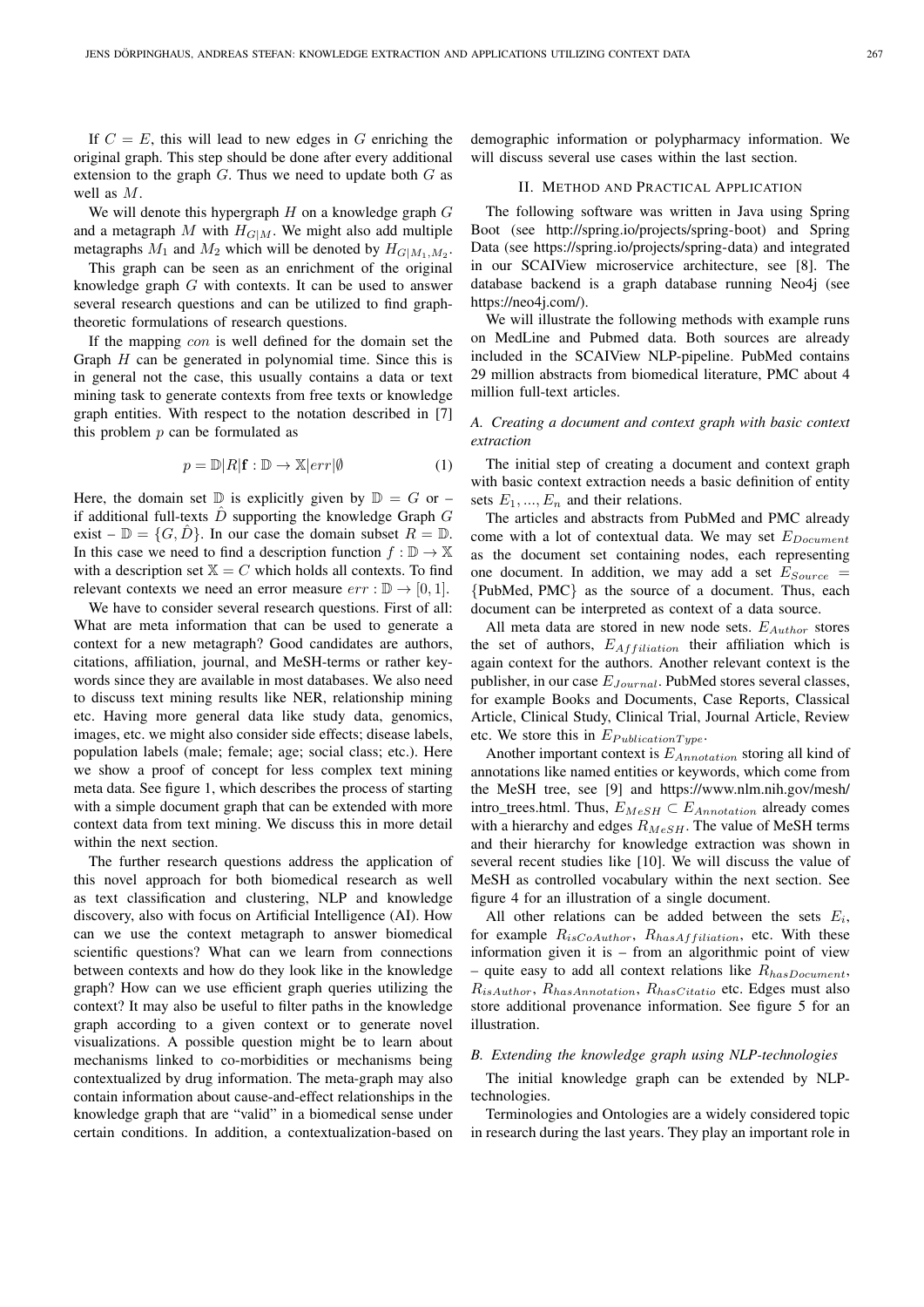If $C = E$, this will lead to new edges in $G$ enriching the original graph. This step should be done after every additional extension to the graph $G$. Thus we need to update both $G$ as well as $M$.

We will denote this hypergraph $H$ on a knowledge graph $G$ and a metagraph $M$ with $H_{G|M}$. We might also add multiple metagraphs $M_1$ and $M_2$ which will be denoted by $H_{G|M_1,M_2}$.

This graph can be seen as an enrichment of the original knowledge graph $G$ with contexts. It can be used to answer several research questions and can be utilized to find graph-theoretic formulations of research questions.

If the mapping $con$ is well defined for the domain set the Graph $H$ can be generated in polynomial time. Since this is in general not the case, this usually contains a data or text mining task to generate contexts from free texts or knowledge graph entities. With respect to the notation described in [7] this problem $p$ can be formulated as

$$p = \mathbb{D}|R|\mathbf{f} : \mathbb{D} \rightarrow \mathbb{X}|err|\emptyset \quad (1)$$

Here, the domain set $\mathbb{D}$ is explicitly given by $\mathbb{D} = G$ or – if additional full-texts $\hat{D}$ supporting the knowledge Graph $G$ exist – $\mathbb{D} = \{G, \hat{D}\}$. In our case the domain subset $R = \mathbb{D}$. In this case we need to find a description function $f : \mathbb{D} \rightarrow \mathbb{X}$ with a description set $\mathbb{X} = C$ which holds all contexts. To find relevant contexts we need an error measure $err : \mathbb{D} \rightarrow [0, 1]$.

We have to consider several research questions. First of all: What are meta information that can be used to generate a context for a new metagraph? Good candidates are authors, citations, affiliation, journal, and MeSH-terms or rather keywords since they are available in most databases. We also need to discuss text mining results like NER, relationship mining etc. Having more general data like study data, genomics, images, etc. we might also consider side effects; disease labels, population labels (male; female; age; social class; etc.). Here we show a proof of concept for less complex text mining meta data. See figure 1, which describes the process of starting with a simple document graph that can be extended with more context data from text mining. We discuss this in more detail within the next section.

The further research questions address the application of this novel approach for both biomedical research as well as text classification and clustering, NLP and knowledge discovery, also with focus on Artificial Intelligence (AI). How can we use the context metagraph to answer biomedical scientific questions? What can we learn from connections between contexts and how do they look like in the knowledge graph? How can we use efficient graph queries utilizing the context? It may also be useful to filter paths in the knowledge graph according to a given context or to generate novel visualizations. A possible question might be to learn about mechanisms linked to co-morbidities or mechanisms being contextualized by drug information. The meta-graph may also contain information about cause-and-effect relationships in the knowledge graph that are "valid" in a biomedical sense under certain conditions. In addition, a contextualization-based on demographic information or polypharmacy information. We will discuss several use cases within the last section.

## II. Method and Practical Application

The following software was written in Java using Spring Boot (see http://spring.io/projects/spring-boot) and Spring Data (see https://spring.io/projects/spring-data) and integrated in our SCAIView microservice architecture, see [8]. The database backend is a graph database running Neo4j (see https://neo4j.com/).

We will illustrate the following methods with example runs on MedLine and Pubmed data. Both sources are already included in the SCAIView NLP-pipeline. PubMed contains 29 million abstracts from biomedical literature, PMC about 4 million full-text articles.

### A. Creating a document and context graph with basic context extraction

The initial step of creating a document and context graph with basic context extraction needs a basic definition of entity sets $E_1, ..., E_n$ and their relations.

The articles and abstracts from PubMed and PMC already come with a lot of contextual data. We may set $E_{Document}$ as the document set containing nodes, each representing one document. In addition, we may add a set $E_{Source} = \{\text{PubMed, PMC}\}$ as the source of a document. Thus, each document can be interpreted as context of a data source.

All meta data are stored in new node sets. $E_{Author}$ stores the set of authors, $E_{Affiliation}$ their affiliation which is again context for the authors. Another relevant context is the publisher, in our case $E_{Journal}$. PubMed stores several classes, for example Books and Documents, Case Reports, Classical Article, Clinical Study, Clinical Trial, Journal Article, Review etc. We store this in $E_{PublicationType}$.

Another important context is $E_{Annotation}$ storing all kind of annotations like named entities or keywords, which come from the MeSH tree, see [9] and https://www.nlm.nih.gov/mesh/intro_trees.html. Thus, $E_{MeSH} \subset E_{Annotation}$ already comes with a hierarchy and edges $R_{MeSH}$. The value of MeSH terms and their hierarchy for knowledge extraction was shown in several recent studies like [10]. We will discuss the value of MeSH as controlled vocabulary within the next section. See figure 4 for an illustration of a single document.

All other relations can be added between the sets $E_i$, for example $R_{isCoAuthor}$, $R_{hasAffiliation}$, etc. With these information given it is – from an algorithmic point of view – quite easy to add all context relations like $R_{hasDocument}$, $R_{isAuthor}$, $R_{hasAnnotation}$, $R_{hasCitatio}$ etc. Edges must also store additional provenance information. See figure 5 for an illustration.

### B. Extending the knowledge graph using NLP-technologies

The initial knowledge graph can be extended by NLP-technologies.

Terminologies and Ontologies are a widely considered topic in research during the last years. They play an important role in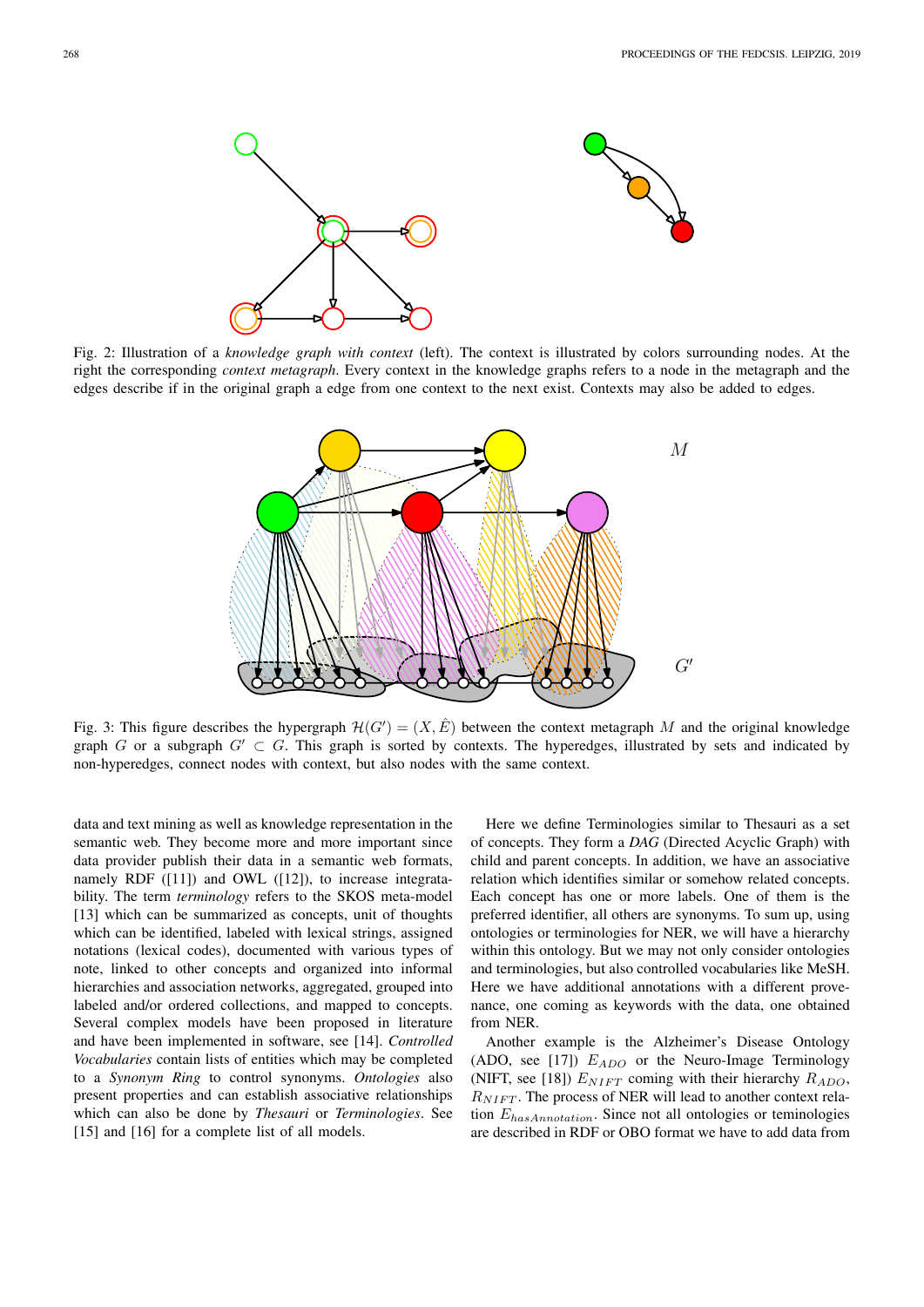Fig. 2: Illustration of a *knowledge graph with context* (left). The context is illustrated by colors surrounding nodes. At the right the corresponding *context metagraph*. Every context in the knowledge graphs refers to a node in the metagraph and the edges describe if in the original graph a edge from one context to the next exist. Contexts may also be added to edges.

Fig. 3: This figure describes the hypergraph $\mathcal{H}(G') = (X, \hat{E})$ between the context metagraph $M$ and the original knowledge graph $G$ or a subgraph $G' \subset G$. This graph is sorted by contexts. The hyperedges, illustrated by sets and indicated by non-hyperedges, connect nodes with context, but also nodes with the same context.

data and text mining as well as knowledge representation in the semantic web. They become more and more important since data provider publish their data in a semantic web formats, namely RDF ([11]) and OWL ([12]), to increase integratability. The term *terminology* refers to the SKOS meta-model [13] which can be summarized as concepts, unit of thoughts which can be identified, labeled with lexical strings, assigned notations (lexical codes), documented with various types of note, linked to other concepts and organized into informal hierarchies and association networks, aggregated, grouped into labeled and/or ordered collections, and mapped to concepts. Several complex models have been proposed in literature and have been implemented in software, see [14]. *Controlled Vocabularies* contain lists of entities which may be completed to a *Synonym Ring* to control synonyms. *Ontologies* also present properties and can establish associative relationships which can also be done by *Thesauri* or *Terminologies*. See [15] and [16] for a complete list of all models.

Here we define Terminologies similar to Thesauri as a set of concepts. They form a *DAG* (Directed Acyclic Graph) with child and parent concepts. In addition, we have an associative relation which identifies similar or somehow related concepts. Each concept has one or more labels. One of them is the preferred identifier, all others are synonyms. To sum up, using ontologies or terminologies for NER, we will have a hierarchy within this ontology. But we may not only consider ontologies and terminologies, but also controlled vocabularies like MeSH. Here we have additional annotations with a different provenance, one coming as keywords with the data, one obtained from NER.

Another example is the Alzheimer's Disease Ontology (ADO, see [17]) $E_{ADO}$ or the Neuro-Image Terminology (NIFT, see [18]) $E_{NIFT}$ coming with their hierarchy $R_{ADO}$, $R_{NIFT}$. The process of NER will lead to another context relation $E_{hasAnnotation}$. Since not all ontologies or teminologies are described in RDF or OBO format we have to add data from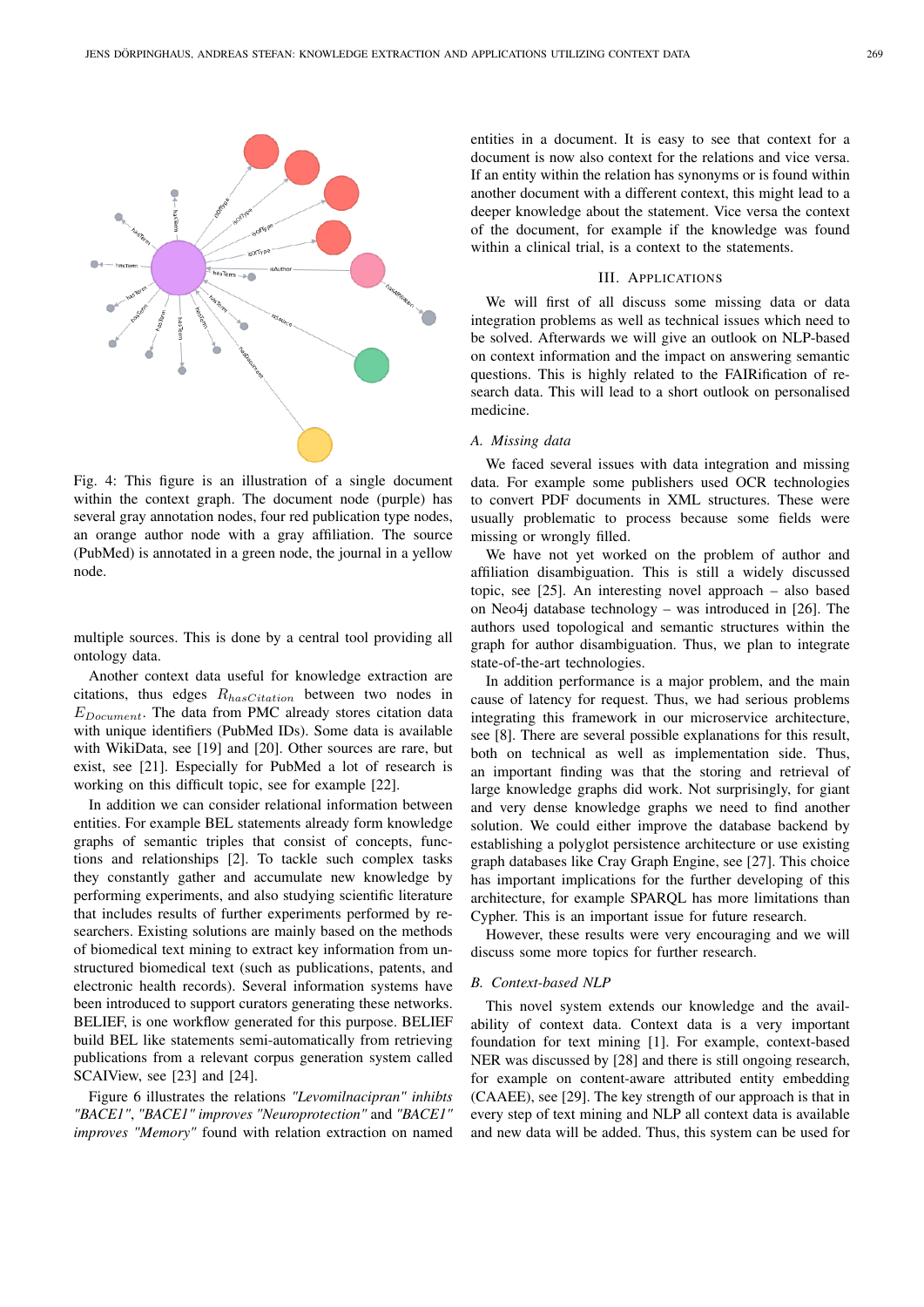Fig. 4: This figure is an illustration of a single document within the context graph. The document node (purple) has several gray annotation nodes, four red publication type nodes, an orange author node with a gray affiliation. The source (PubMed) is annotated in a green node, the journal in a yellow node.

multiple sources. This is done by a central tool providing all ontology data.

Another context data useful for knowledge extraction are citations, thus edges $R_{hasCitation}$ between two nodes in $E_{Document}$. The data from PMC already stores citation data with unique identifiers (PubMed IDs). Some data is available with WikiData, see [19] and [20]. Other sources are rare, but exist, see [21]. Especially for PubMed a lot of research is working on this difficult topic, see for example [22].

In addition we can consider relational information between entities. For example BEL statements already form knowledge graphs of semantic triples that consist of concepts, functions and relationships [2]. To tackle such complex tasks they constantly gather and accumulate new knowledge by performing experiments, and also studying scientific literature that includes results of further experiments performed by researchers. Existing solutions are mainly based on the methods of biomedical text mining to extract key information from unstructured biomedical text (such as publications, patents, and electronic health records). Several information systems have been introduced to support curators generating these networks. BELIEF, is one workflow generated for this purpose. BELIEF build BEL like statements semi-automatically from retrieving publications from a relevant corpus generation system called SCAIView, see [23] and [24].

Figure 6 illustrates the relations *"Levomilnacipran" inhibits "BACE1"*, *"BACE1" improves "Neuroprotection"* and *"BACE1" improves "Memory"* found with relation extraction on named entities in a document. It is easy to see that context for a document is now also context for the relations and vice versa. If an entity within the relation has synonyms or is found within another document with a different context, this might lead to a deeper knowledge about the statement. Vice versa the context of the document, for example if the knowledge was found within a clinical trial, is a context to the statements.

## III. Applications

We will first of all discuss some missing data or data integration problems as well as technical issues which need to be solved. Afterwards we will give an outlook on NLP-based on context information and the impact on answering semantic questions. This is highly related to the FAIRification of research data. This will lead to a short outlook on personalised medicine.

### A. Missing data

We faced several issues with data integration and missing data. For example some publishers used OCR technologies to convert PDF documents in XML structures. These were usually problematic to process because some fields were missing or wrongly filled.

We have not yet worked on the problem of author and affiliation disambiguation. This is still a widely discussed topic, see [25]. An interesting novel approach – also based on Neo4j database technology – was introduced in [26]. The authors used topological and semantic structures within the graph for author disambiguation. Thus, we plan to integrate state-of-the-art technologies.

In addition performance is a major problem, and the main cause of latency for request. Thus, we had serious problems integrating this framework in our microservice architecture, see [8]. There are several possible explanations for this result, both on technical as well as implementation side. Thus, an important finding was that the storing and retrieval of large knowledge graphs did work. Not surprisingly, for giant and very dense knowledge graphs we need to find another solution. We could either improve the database backend by establishing a polyglot persistence architecture or use existing graph databases like Cray Graph Engine, see [27]. This choice has important implications for the further developing of this architecture, for example SPARQL has more limitations than Cypher. This is an important issue for future research.

However, these results were very encouraging and we will discuss some more topics for further research.

### B. Context-based NLP

This novel system extends our knowledge and the availability of context data. Context data is a very important foundation for text mining [1]. For example, context-based NER was discussed by [28] and there is still ongoing research, for example on content-aware attributed entity embedding (CAAEE), see [29]. The key strength of our approach is that in every step of text mining and NLP all context data is available and new data will be added. Thus, this system can be used for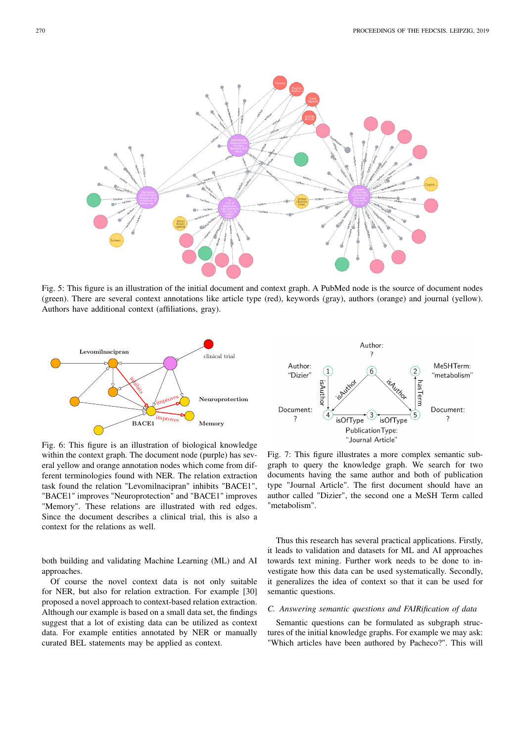Fig. 5: This figure is an illustration of the initial document and context graph. A PubMed node is the source of document nodes (green). There are several context annotations like article type (red), keywords (gray), authors (orange) and journal (yellow). Authors have additional context (affiliations, gray).

Fig. 6: This figure is an illustration of biological knowledge within the context graph. The document node (purple) has several yellow and orange annotation nodes which come from different terminologies found with NER. The relation extraction task found the relation "Levomilnacipran" inhibits "BACE1", "BACE1" improves "Neuroprotection" and "BACE1" improves "Memory". These relations are illustrated with red edges. Since the document describes a clinical trial, this is also a context for the relations as well.

Fig. 7: This figure illustrates a more complex semantic subgraph to query the knowledge graph. We search for two documents having the same author and both of publication type "Journal Article". The first document should have an author called "Dizier", the second one a MeSH Term called "metabolism".

both building and validating Machine Learning (ML) and AI approaches.

Of course the novel context data is not only suitable for NER, but also for relation extraction. For example [30] proposed a novel approach to context-based relation extraction. Although our example is based on a small data set, the findings suggest that a lot of existing data can be utilized as context data. For example entities annotated by NER or manually curated BEL statements may be applied as context.

Thus this research has several practical applications. Firstly, it leads to validation and datasets for ML and AI approaches towards text mining. Further work needs to be done to investigate how this data can be used systematically. Secondly, it generalizes the idea of context so that it can be used for semantic questions.

### C. Answering semantic questions and FAIRification of data

Semantic questions can be formulated as subgraph structures of the initial knowledge graphs. For example we may ask: "Which articles have been authored by Pacheco?". This will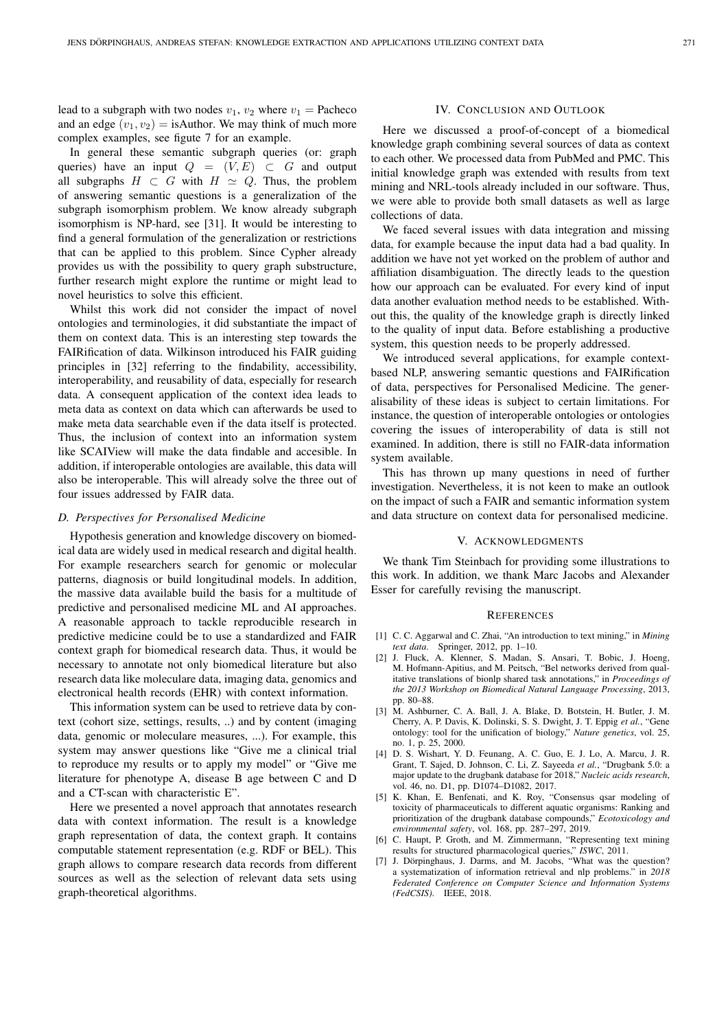lead to a subgraph with two nodes $v_1$, $v_2$ where $v_1$ = Pacheco and an edge $(v_1, v_2)$ = isAuthor. We may think of much more complex examples, see figute 7 for an example.

In general these semantic subgraph queries (or: graph queries) have an input $Q = (V, E) \subset G$ and output all subgraphs $H \subset G$ with $H \simeq Q$. Thus, the problem of answering semantic questions is a generalization of the subgraph isomorphism problem. We know already subgraph isomorphism is NP-hard, see [31]. It would be interesting to find a general formulation of the generalization or restrictions that can be applied to this problem. Since Cypher already provides us with the possibility to query graph substructure, further research might explore the runtime or might lead to novel heuristics to solve this efficient.

Whilst this work did not consider the impact of novel ontologies and terminologies, it did substantiate the impact of them on context data. This is an interesting step towards the FAIRification of data. Wilkinson introduced his FAIR guiding principles in [32] referring to the findability, accessibility, interoperability, and reusability of data, especially for research data. A consequent application of the context idea leads to meta data as context on data which can afterwards be used to make meta data searchable even if the data itself is protected. Thus, the inclusion of context into an information system like SCAIView will make the data findable and accesible. In addition, if interoperable ontologies are available, this data will also be interoperable. This will already solve the three out of four issues addressed by FAIR data.

### *D. Perspectives for Personalised Medicine*

Hypothesis generation and knowledge discovery on biomedical data are widely used in medical research and digital health. For example researchers search for genomic or molecular patterns, diagnosis or build longitudinal models. In addition, the massive data available build the basis for a multitude of predictive and personalised medicine ML and AI approaches. A reasonable approach to tackle reproducible research in predictive medicine could be to use a standardized and FAIR context graph for biomedical research data. Thus, it would be necessary to annotate not only biomedical literature but also research data like moleculare data, imaging data, genomics and electronical health records (EHR) with context information.

This information system can be used to retrieve data by context (cohort size, settings, results, ..) and by content (imaging data, genomic or moleculare measures, ...). For example, this system may answer questions like "Give me a clinical trial to reproduce my results or to apply my model" or "Give me literature for phenotype A, disease B age between C and D and a CT-scan with characteristic E".

Here we presented a novel approach that annotates research data with context information. The result is a knowledge graph representation of data, the context graph. It contains computable statement representation (e.g. RDF or BEL). This graph allows to compare research data records from different sources as well as the selection of relevant data sets using graph-theoretical algorithms.

## IV. Conclusion and Outlook

Here we discussed a proof-of-concept of a biomedical knowledge graph combining several sources of data as context to each other. We processed data from PubMed and PMC. This initial knowledge graph was extended with results from text mining and NRL-tools already included in our software. Thus, we were able to provide both small datasets as well as large collections of data.

We faced several issues with data integration and missing data, for example because the input data had a bad quality. In addition we have not yet worked on the problem of author and affiliation disambiguation. The directly leads to the question how our approach can be evaluated. For every kind of input data another evaluation method needs to be established. Without this, the quality of the knowledge graph is directly linked to the quality of input data. Before establishing a productive system, this question needs to be properly addressed.

We introduced several applications, for example context-based NLP, answering semantic questions and FAIRification of data, perspectives for Personalised Medicine. The generalisability of these ideas is subject to certain limitations. For instance, the question of interoperable ontologies or ontologies covering the issues of interoperability of data is still not examined. In addition, there is still no FAIR-data information system available.

This has thrown up many questions in need of further investigation. Nevertheless, it is not keen to make an outlook on the impact of such a FAIR and semantic information system and data structure on context data for personalised medicine.

## V. Acknowledgments

We thank Tim Steinbach for providing some illustrations to this work. In addition, we thank Marc Jacobs and Alexander Esser for carefully revising the manuscript.

## References

[1] C. C. Aggarwal and C. Zhai, "An introduction to text mining," in *Mining text data*. Springer, 2012, pp. 1–10.

[2] J. Fluck, A. Klenner, S. Madan, S. Ansari, T. Bobic, J. Hoeng, M. Hofmann-Apitius, and M. Peitsch, "Bel networks derived from qualitative translations of bionlp shared task annotations," in *Proceedings of the 2013 Workshop on Biomedical Natural Language Processing*, 2013, pp. 80–88.

[3] M. Ashburner, C. A. Ball, J. A. Blake, D. Botstein, H. Butler, J. M. Cherry, A. P. Davis, K. Dolinski, S. S. Dwight, J. T. Eppig *et al.*, "Gene ontology: tool for the unification of biology," *Nature genetics*, vol. 25, no. 1, p. 25, 2000.

[4] D. S. Wishart, Y. D. Feunang, A. C. Guo, E. J. Lo, A. Marcu, J. R. Grant, T. Sajed, D. Johnson, C. Li, Z. Sayeeda *et al.*, "Drugbank 5.0: a major update to the drugbank database for 2018," *Nucleic acids research*, vol. 46, no. D1, pp. D1074–D1082, 2017.

[5] K. Khan, E. Benfenati, and K. Roy, "Consensus qsar modeling of toxicity of pharmaceuticals to different aquatic organisms: Ranking and prioritization of the drugbank database compounds," *Ecotoxicology and environmental safety*, vol. 168, pp. 287–297, 2019.

[6] C. Haupt, P. Groth, and M. Zimmermann, "Representing text mining results for structured pharmacological queries," *ISWC*, 2011.

[7] J. Dörpinghaus, J. Darms, and M. Jacobs, "What was the question? a systematization of information retrieval and nlp problems." in *2018 Federated Conference on Computer Science and Information Systems (FedCSIS)*. IEEE, 2018.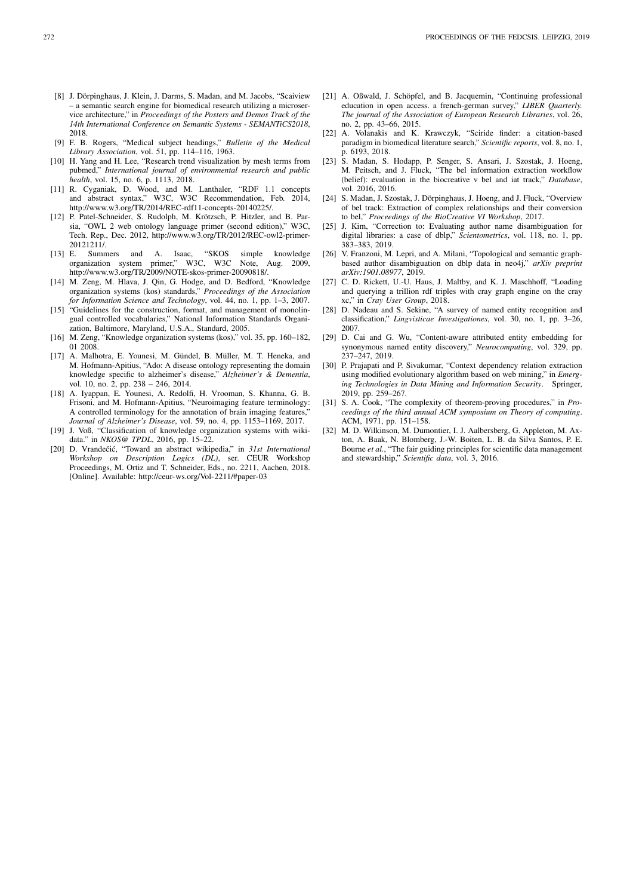[8] J. Dörpinghaus, J. Klein, J. Darms, S. Madan, and M. Jacobs, "Scaiview – a semantic search engine for biomedical research utilizing a microservice architecture," in *Proceedings of the Posters and Demos Track of the 14th International Conference on Semantic Systems - SEMANTiCS2018*, 2018.

[9] F. B. Rogers, "Medical subject headings," *Bulletin of the Medical Library Association*, vol. 51, pp. 114–116, 1963.

[10] H. Yang and H. Lee, "Research trend visualization by mesh terms from pubmed," *International journal of environmental research and public health*, vol. 15, no. 6, p. 1113, 2018.

[11] R. Cyganiak, D. Wood, and M. Lanthaler, "RDF 1.1 concepts and abstract syntax," W3C, W3C Recommendation, Feb. 2014, http://www.w3.org/TR/2014/REC-rdf11-concepts-20140225/.

[12] P. Patel-Schneider, S. Rudolph, M. Krötzsch, P. Hitzler, and B. Parsia, "OWL 2 web ontology language primer (second edition)," W3C, Tech. Rep., Dec. 2012, http://www.w3.org/TR/2012/REC-owl2-primer-20121211/.

[13] E. Summers and A. Isaac, "SKOS simple knowledge organization system primer," W3C, W3C Note, Aug. 2009, http://www.w3.org/TR/2009/NOTE-skos-primer-20090818/.

[14] M. Zeng, M. Hlava, J. Qin, G. Hodge, and D. Bedford, "Knowledge organization systems (kos) standards," *Proceedings of the Association for Information Science and Technology*, vol. 44, no. 1, pp. 1–3, 2007.

[15] "Guidelines for the construction, format, and management of monolingual controlled vocabularies," National Information Standards Organization, Baltimore, Maryland, U.S.A., Standard, 2005.

[16] M. Zeng, "Knowledge organization systems (kos)," vol. 35, pp. 160–182, 01 2008.

[17] A. Malhotra, E. Younesi, M. Gündel, B. Müller, M. T. Heneka, and M. Hofmann-Apitius, "Ado: A disease ontology representing the domain knowledge specific to alzheimer's disease," *Alzheimer's & Dementia*, vol. 10, no. 2, pp. 238 – 246, 2014.

[18] A. Iyappan, E. Younesi, A. Redolfi, H. Vrooman, S. Khanna, G. B. Frisoni, and M. Hofmann-Apitius, "Neuroimaging feature terminology: A controlled terminology for the annotation of brain imaging features," *Journal of Alzheimer's Disease*, vol. 59, no. 4, pp. 1153–1169, 2017.

[19] J. Voß, "Classification of knowledge organization systems with wikidata." in *NKOS@ TPDL*, 2016, pp. 15–22.

[20] D. Vrandečić, "Toward an abstract wikipedia," in *31st International Workshop on Description Logics (DL)*, ser. CEUR Workshop Proceedings, M. Ortiz and T. Schneider, Eds., no. 2211, Aachen, 2018. [Online]. Available: http://ceur-ws.org/Vol-2211/#paper-03

[21] A. Oßwald, J. Schöpfel, and B. Jacquemin, "Continuing professional education in open access. a french-german survey," *LIBER Quarterly. The journal of the Association of European Research Libraries*, vol. 26, no. 2, pp. 43–66, 2015.

[22] A. Volanakis and K. Krawczyk, "Sciride finder: a citation-based paradigm in biomedical literature search," *Scientific reports*, vol. 8, no. 1, p. 6193, 2018.

[23] S. Madan, S. Hodapp, P. Senger, S. Ansari, J. Szostak, J. Hoeng, M. Peitsch, and J. Fluck, "The bel information extraction workflow (belief): evaluation in the biocreative v bel and iat track," *Database*, vol. 2016, 2016.

[24] S. Madan, J. Szostak, J. Dörpinghaus, J. Hoeng, and J. Fluck, "Overview of bel track: Extraction of complex relationships and their conversion to bel," *Proceedings of the BioCreative VI Workshop*, 2017.

[25] J. Kim, "Correction to: Evaluating author name disambiguation for digital libraries: a case of dblp," *Scientometrics*, vol. 118, no. 1, pp. 383–383, 2019.

[26] V. Franzoni, M. Lepri, and A. Milani, "Topological and semantic graph-based author disambiguation on dblp data in neo4j," *arXiv preprint arXiv:1901.08977*, 2019.

[27] C. D. Rickett, U.-U. Haus, J. Maltby, and K. J. Maschhoff, "Loading and querying a trillion rdf triples with cray graph engine on the cray xc," in *Cray User Group*, 2018.

[28] D. Nadeau and S. Sekine, "A survey of named entity recognition and classification," *Lingvisticae Investigationes*, vol. 30, no. 1, pp. 3–26, 2007.

[29] D. Cai and G. Wu, "Content-aware attributed entity embedding for synonymous named entity discovery," *Neurocomputing*, vol. 329, pp. 237–247, 2019.

[30] P. Prajapati and P. Sivakumar, "Context dependency relation extraction using modified evolutionary algorithm based on web mining," in *Emerging Technologies in Data Mining and Information Security*. Springer, 2019, pp. 259–267.

[31] S. A. Cook, "The complexity of theorem-proving procedures," in *Proceedings of the third annual ACM symposium on Theory of computing*. ACM, 1971, pp. 151–158.

[32] M. D. Wilkinson, M. Dumontier, I. J. Aalbersberg, G. Appleton, M. Axton, A. Baak, N. Blomberg, J.-W. Boiten, L. B. da Silva Santos, P. E. Bourne *et al.*, "The fair guiding principles for scientific data management and stewardship," *Scientific data*, vol. 3, 2016.